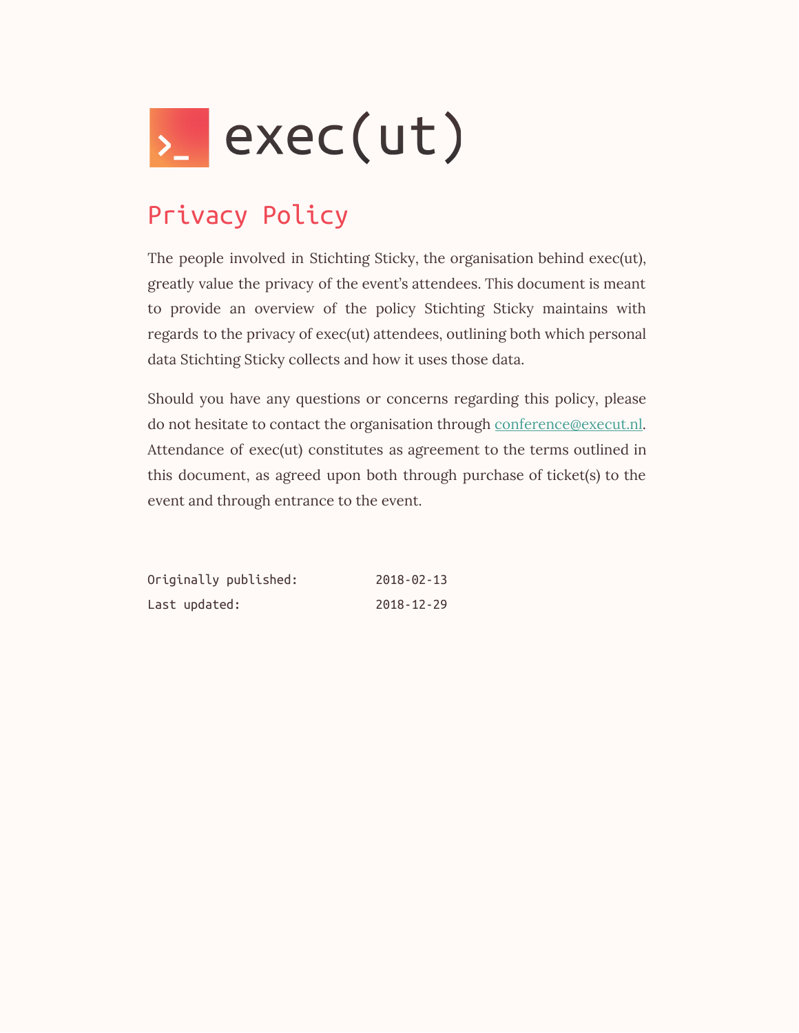# exec(ut)

## Privacy Policy

The people involved in Stichting Sticky, the organisation behind exec(ut), greatly value the privacy of the event's attendees. This document is meant to provide an overview of the policy Stichting Sticky maintains with regards to the privacy of exec(ut) attendees, outlining both which personal data Stichting Sticky collects and how it uses those data.

Should you have any questions or concerns regarding this policy, please do not hesitate to contact the organisation through conference@execut.nl. Attendance of exec(ut) constitutes as agreement to the terms outlined in this document, as agreed upon both through purchase of ticket(s) to the event and through entrance to the event.

| | |
|---|---|
| Originally published: | 2018-02-13 |
| Last updated: | 2018-12-29 |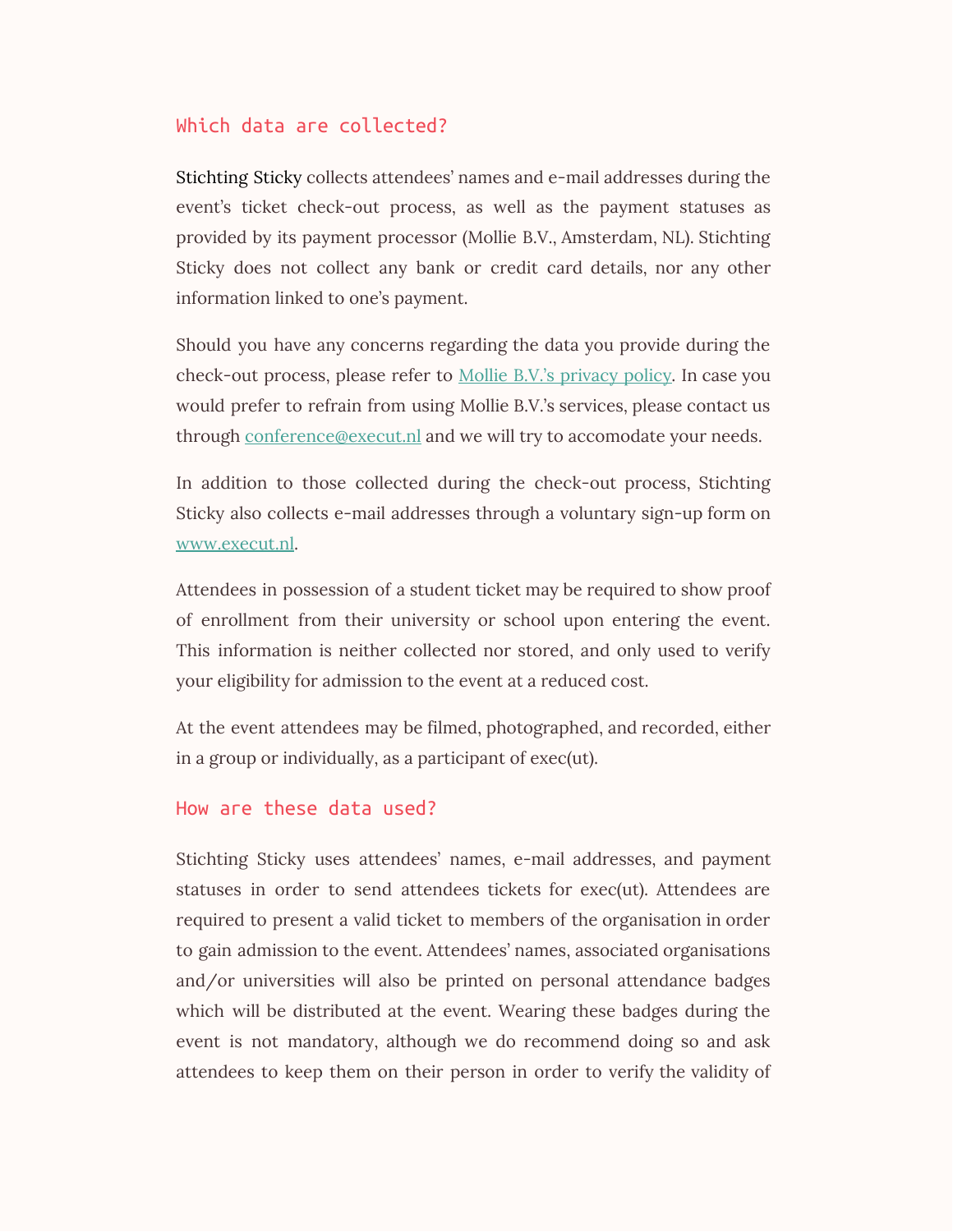## Which data are collected?

Stichting Sticky collects attendees' names and e-mail addresses during the event's ticket check-out process, as well as the payment statuses as provided by its payment processor (Mollie B.V., Amsterdam, NL). Stichting Sticky does not collect any bank or credit card details, nor any other information linked to one's payment.

Should you have any concerns regarding the data you provide during the check-out process, please refer to Mollie B.V.'s privacy policy. In case you would prefer to refrain from using Mollie B.V.'s services, please contact us through conference@execut.nl and we will try to accomodate your needs.

In addition to those collected during the check-out process, Stichting Sticky also collects e-mail addresses through a voluntary sign-up form on www.execut.nl.

Attendees in possession of a student ticket may be required to show proof of enrollment from their university or school upon entering the event. This information is neither collected nor stored, and only used to verify your eligibility for admission to the event at a reduced cost.

At the event attendees may be filmed, photographed, and recorded, either in a group or individually, as a participant of exec(ut).

## How are these data used?

Stichting Sticky uses attendees' names, e-mail addresses, and payment statuses in order to send attendees tickets for exec(ut). Attendees are required to present a valid ticket to members of the organisation in order to gain admission to the event. Attendees' names, associated organisations and/or universities will also be printed on personal attendance badges which will be distributed at the event. Wearing these badges during the event is not mandatory, although we do recommend doing so and ask attendees to keep them on their person in order to verify the validity of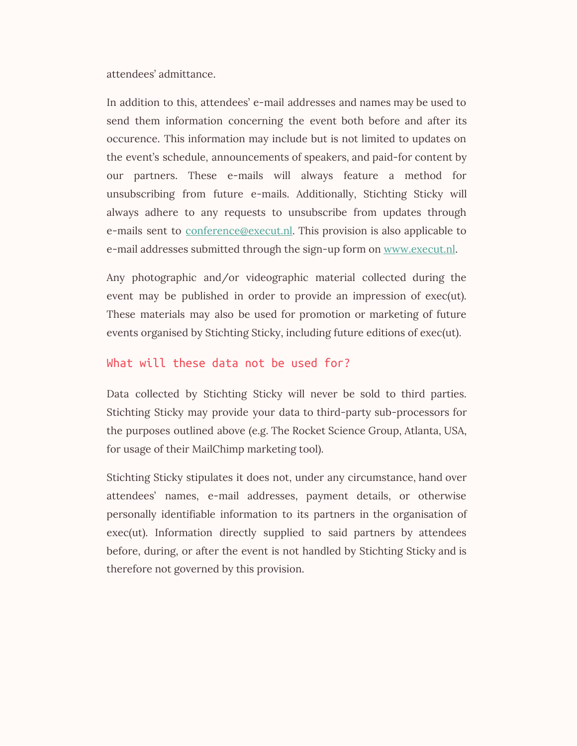attendees' admittance.

In addition to this, attendees' e-mail addresses and names may be used to send them information concerning the event both before and after its occurence. This information may include but is not limited to updates on the event's schedule, announcements of speakers, and paid-for content by our partners. These e-mails will always feature a method for unsubscribing from future e-mails. Additionally, Stichting Sticky will always adhere to any requests to unsubscribe from updates through e-mails sent to [conference@execut.nl](mailto:conference@execut.nl). This provision is also applicable to e-mail addresses submitted through the sign-up form on [www.execut.nl](http://www.execut.nl).

Any photographic and/or videographic material collected during the event may be published in order to provide an impression of exec(ut). These materials may also be used for promotion or marketing of future events organised by Stichting Sticky, including future editions of exec(ut).

## What will these data not be used for?

Data collected by Stichting Sticky will never be sold to third parties. Stichting Sticky may provide your data to third-party sub-processors for the purposes outlined above (e.g. The Rocket Science Group, Atlanta, USA, for usage of their MailChimp marketing tool).

Stichting Sticky stipulates it does not, under any circumstance, hand over attendees' names, e-mail addresses, payment details, or otherwise personally identifiable information to its partners in the organisation of exec(ut). Information directly supplied to said partners by attendees before, during, or after the event is not handled by Stichting Sticky and is therefore not governed by this provision.